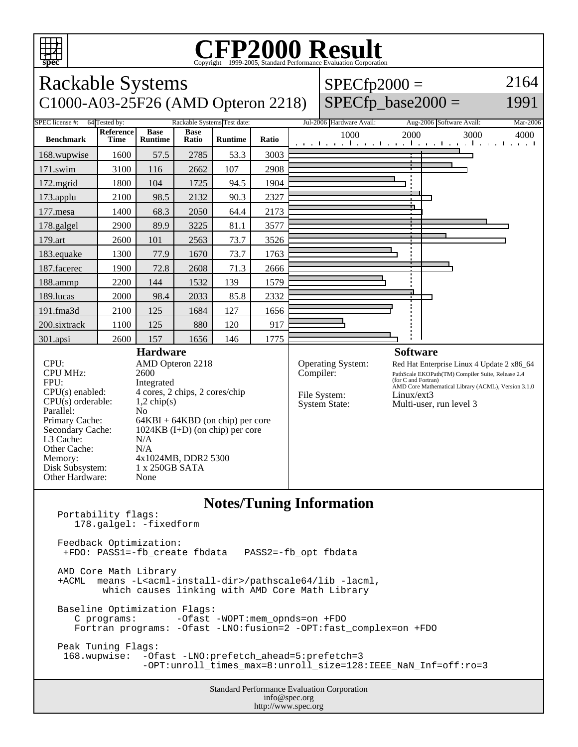# CFP2000 Result

Copyright 1999-2005, Standard Performance Evaluation Corporation

## Rackable Systems
## C1000-A03-25F26 (AMD Opteron 2218)

SPECfp2000 = 2164
SPECfp_base2000 = 1991

SPEC license #: 64 | Tested by: Rackable Systems | Test date: Jul-2006 | Hardware Avail: Aug-2006 | Software Avail: Mar-2006

| Benchmark | Reference Time | Base Runtime | Base Ratio | Runtime | Ratio |
|---|---|---|---|---|---|
| 168.wupwise | 1600 | 57.5 | 2785 | 53.3 | 3003 |
| 171.swim | 3100 | 116 | 2662 | 107 | 2908 |
| 172.mgrid | 1800 | 104 | 1725 | 94.5 | 1904 |
| 173.applu | 2100 | 98.5 | 2132 | 90.3 | 2327 |
| 177.mesa | 1400 | 68.3 | 2050 | 64.4 | 2173 |
| 178.galgel | 2900 | 89.9 | 3225 | 81.1 | 3577 |
| 179.art | 2600 | 101 | 2563 | 73.7 | 3526 |
| 183.equake | 1300 | 77.9 | 1670 | 73.7 | 1763 |
| 187.facerec | 1900 | 72.8 | 2608 | 71.3 | 2666 |
| 188.ammp | 2200 | 144 | 1532 | 139 | 1579 |
| 189.lucas | 2000 | 98.4 | 2033 | 85.8 | 2332 |
| 191.fma3d | 2100 | 125 | 1684 | 127 | 1656 |
| 200.sixtrack | 1100 | 125 | 880 | 120 | 917 |
| 301.apsi | 2600 | 157 | 1656 | 146 | 1775 |

### Hardware

| | |
|---|---|
| CPU: | AMD Opteron 2218 |
| CPU MHz: | 2600 |
| FPU: | Integrated |
| CPU(s) enabled: | 4 cores, 2 chips, 2 cores/chip |
| CPU(s) orderable: | 1,2 chip(s) |
| Parallel: | No |
| Primary Cache: | 64KBI + 64KBD (on chip) per core |
| Secondary Cache: | 1024KB (I+D) (on chip) per core |
| L3 Cache: | N/A |
| Other Cache: | N/A |
| Memory: | 4x1024MB, DDR2 5300 |
| Disk Subsystem: | 1 x 250GB SATA |
| Other Hardware: | None |

### Software

| | |
|---|---|
| Operating System: | Red Hat Enterprise Linux 4 Update 2 x86_64 |
| Compiler: | PathScale EKOPath(TM) Compiler Suite, Release 2.4 (for C and Fortran) AMD Core Mathematical Library (ACML), Version 3.1.0 |
| File System: | Linux/ext3 |
| System State: | Multi-user, run level 3 |

## Notes/Tuning Information

```
Portability flags:
   178.galgel: -fixedform

Feedback Optimization:
 +FDO: PASS1=-fb_create fbdata   PASS2=-fb_opt fbdata

AMD Core Math Library
+ACML  means -L<acml-install-dir>/pathscale64/lib -lacml,
        which causes linking with AMD Core Math Library

Baseline Optimization Flags:
   C programs:       -Ofast -WOPT:mem_opnds=on +FDO
   Fortran programs: -Ofast -LNO:fusion=2 -OPT:fast_complex=on +FDO

Peak Tuning Flags:
 168.wupwise:  -Ofast -LNO:prefetch_ahead=5:prefetch=3
               -OPT:unroll_times_max=8:unroll_size=128:IEEE_NaN_Inf=off:ro=3
```

Standard Performance Evaluation Corporation
info@spec.org
http://www.spec.org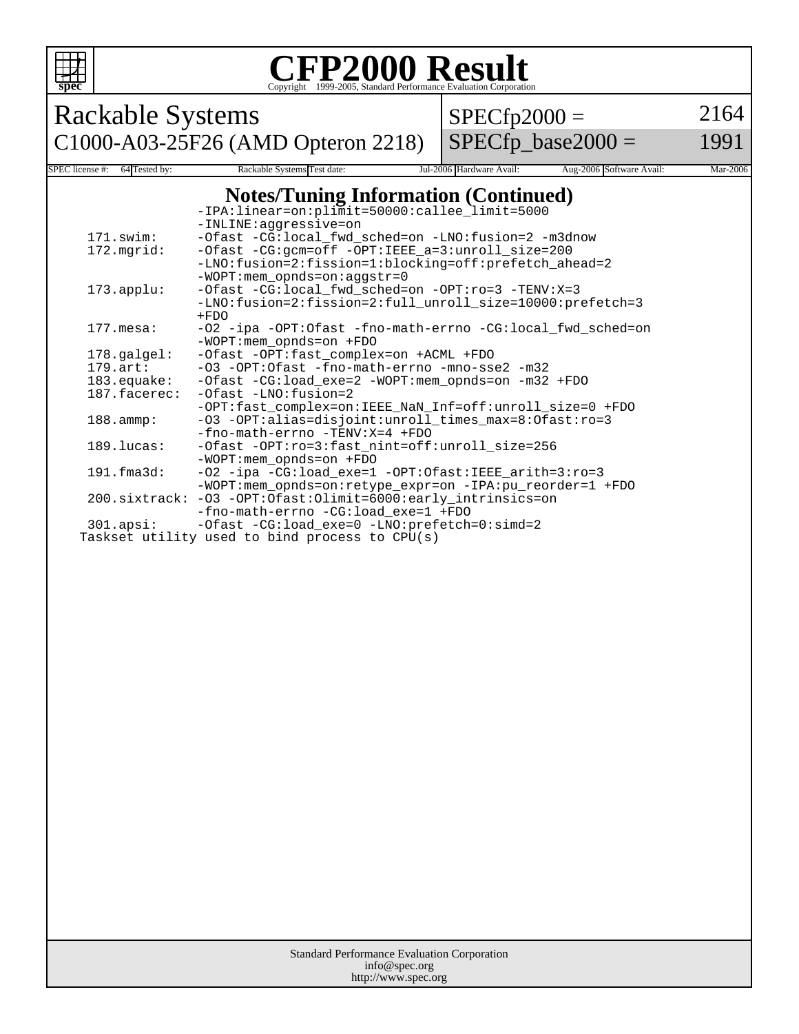# CFP2000 Result

Copyright 1999-2005, Standard Performance Evaluation Corporation

Rackable Systems
C1000-A03-25F26 (AMD Opteron 2218)

SPECfp2000 = 2164
SPECfp_base2000 = 1991

SPEC license #: 64 Tested by: Rackable Systems Test date: Jul-2006 Hardware Avail: Aug-2006 Software Avail: Mar-2006

## Notes/Tuning Information (Continued)

```
                  -IPA:linear=on:plimit=50000:callee_limit=5000
                  -INLINE:aggressive=on
   171.swim:      -Ofast -CG:local_fwd_sched=on -LNO:fusion=2 -m3dnow
   172.mgrid:     -Ofast -CG:gcm=off -OPT:IEEE_a=3:unroll_size=200
                  -LNO:fusion=2:fission=1:blocking=off:prefetch_ahead=2
                  -WOPT:mem_opnds=on:aggstr=0
   173.applu:     -Ofast -CG:local_fwd_sched=on -OPT:ro=3 -TENV:X=3
                  -LNO:fusion=2:fission=2:full_unroll_size=10000:prefetch=3
                  +FDO
   177.mesa:      -O2 -ipa -OPT:Ofast -fno-math-errno -CG:local_fwd_sched=on
                  -WOPT:mem_opnds=on +FDO
   178.galgel:    -Ofast -OPT:fast_complex=on +ACML +FDO
   179.art:       -O3 -OPT:Ofast -fno-math-errno -mno-sse2 -m32
   183.equake:    -Ofast -CG:load_exe=2 -WOPT:mem_opnds=on -m32 +FDO
   187.facerec:   -Ofast -LNO:fusion=2
                  -OPT:fast_complex=on:IEEE_NaN_Inf=off:unroll_size=0 +FDO
   188.ammp:      -O3 -OPT:alias=disjoint:unroll_times_max=8:Ofast:ro=3
                  -fno-math-errno -TENV:X=4 +FDO
   189.lucas:     -Ofast -OPT:ro=3:fast_nint=off:unroll_size=256
                  -WOPT:mem_opnds=on +FDO
   191.fma3d:     -O2 -ipa -CG:load_exe=1 -OPT:Ofast:IEEE_arith=3:ro=3
                  -WOPT:mem_opnds=on:retype_expr=on -IPA:pu_reorder=1 +FDO
   200.sixtrack:  -O3 -OPT:Ofast:Olimit=6000:early_intrinsics=on
                  -fno-math-errno -CG:load_exe=1 +FDO
   301.apsi:      -Ofast -CG:load_exe=0 -LNO:prefetch=0:simd=2
Taskset utility used to bind process to CPU(s)
```